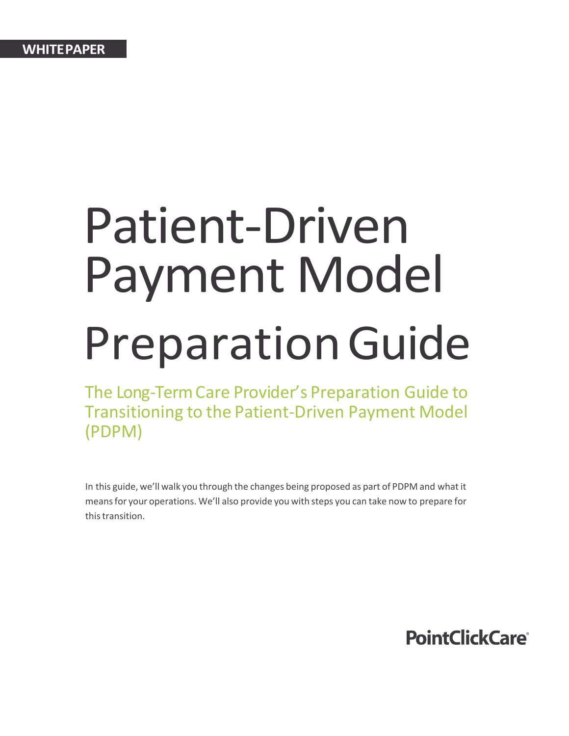WHITE PAPER

# Patient-Driven Payment Model Preparation Guide

## The Long-Term Care Provider's Preparation Guide to Transitioning to the Patient-Driven Payment Model (PDPM)

In this guide, we'll walk you through the changes being proposed as part of PDPM and what it means for your operations. We'll also provide you with steps you can take now to prepare for this transition.

PointClickCare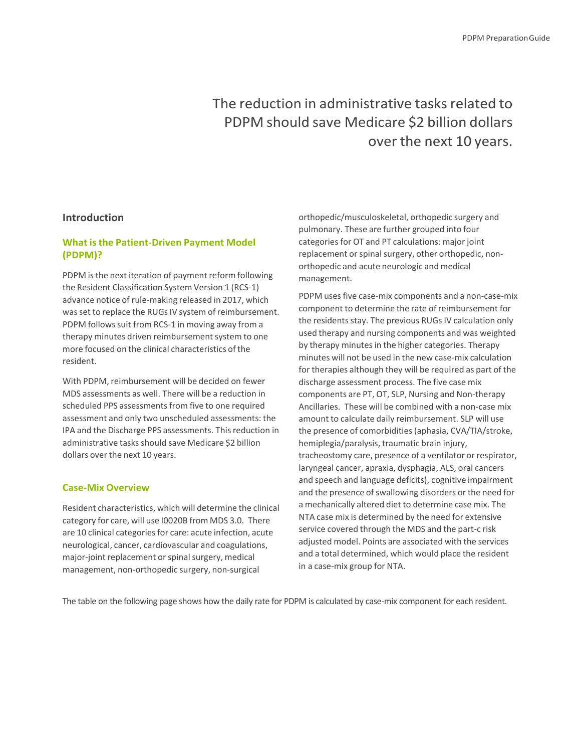The reduction in administrative tasks related to PDPM should save Medicare $2 billion dollars over the next 10 years.

## Introduction

### What is the Patient-Driven Payment Model (PDPM)?

PDPM is the next iteration of payment reform following the Resident Classification System Version 1 (RCS-1) advance notice of rule-making released in 2017, which was set to replace the RUGs IV system of reimbursement. PDPM follows suit from RCS-1 in moving away from a therapy minutes driven reimbursement system to one more focused on the clinical characteristics of the resident.

With PDPM, reimbursement will be decided on fewer MDS assessments as well. There will be a reduction in scheduled PPS assessments from five to one required assessment and only two unscheduled assessments: the IPA and the Discharge PPS assessments. This reduction in administrative tasks should save Medicare $2 billion dollars over the next 10 years.

### Case-Mix Overview

Resident characteristics, which will determine the clinical category for care, will use I0020B from MDS 3.0. There are 10 clinical categories for care: acute infection, acute neurological, cancer, cardiovascular and coagulations, major-joint replacement or spinal surgery, medical management, non-orthopedic surgery, non-surgical orthopedic/musculoskeletal, orthopedic surgery and pulmonary. These are further grouped into four categories for OT and PT calculations: major joint replacement or spinal surgery, other orthopedic, non-orthopedic and acute neurologic and medical management.

PDPM uses five case-mix components and a non-case-mix component to determine the rate of reimbursement for the residents stay. The previous RUGs IV calculation only used therapy and nursing components and was weighted by therapy minutes in the higher categories. Therapy minutes will not be used in the new case-mix calculation for therapies although they will be required as part of the discharge assessment process. The five case mix components are PT, OT, SLP, Nursing and Non-therapy Ancillaries. These will be combined with a non-case mix amount to calculate daily reimbursement. SLP will use the presence of comorbidities (aphasia, CVA/TIA/stroke, hemiplegia/paralysis, traumatic brain injury, tracheostomy care, presence of a ventilator or respirator, laryngeal cancer, apraxia, dysphagia, ALS, oral cancers and speech and language deficits), cognitive impairment and the presence of swallowing disorders or the need for a mechanically altered diet to determine case mix. The NTA case mix is determined by the need for extensive service covered through the MDS and the part-c risk adjusted model. Points are associated with the services and a total determined, which would place the resident in a case-mix group for NTA.

The table on the following page shows how the daily rate for PDPM is calculated by case-mix component for each resident.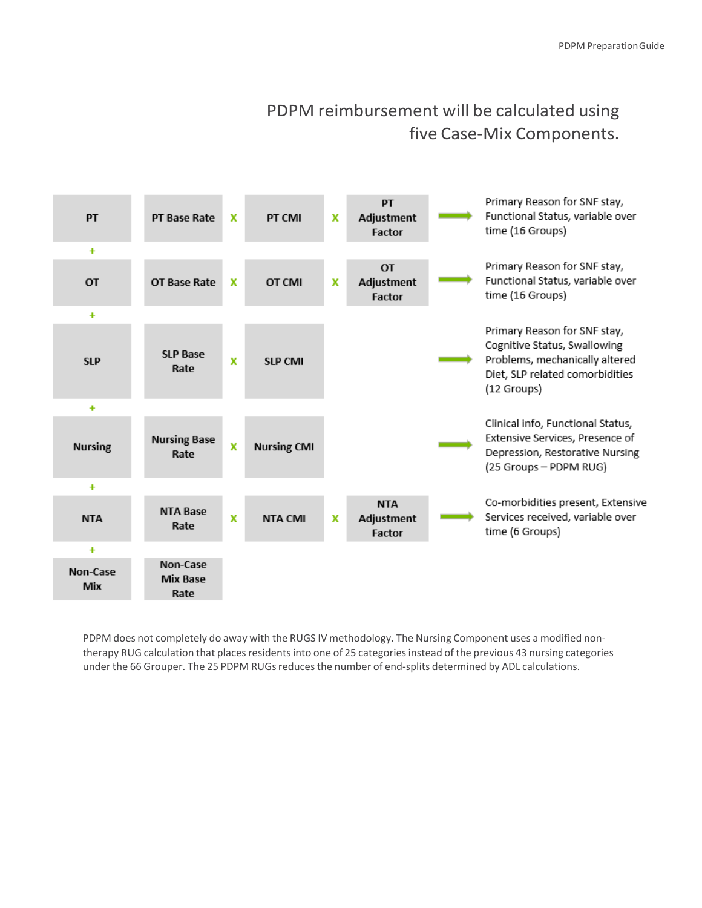## PDPM reimbursement will be calculated using five Case-Mix Components.

| | | | | | | |
|---|---|---|---|---|---|---|
| **PT** | **PT Base Rate** | x | **PT CMI** | x | **PT Adjustment Factor** | Primary Reason for SNF stay, Functional Status, variable over time (16 Groups) |
| + | | | | | | |
| **OT** | **OT Base Rate** | x | **OT CMI** | x | **OT Adjustment Factor** | Primary Reason for SNF stay, Functional Status, variable over time (16 Groups) |
| + | | | | | | |
| **SLP** | **SLP Base Rate** | x | **SLP CMI** | | | Primary Reason for SNF stay, Cognitive Status, Swallowing Problems, mechanically altered Diet, SLP related comorbidities (12 Groups) |
| + | | | | | | |
| **Nursing** | **Nursing Base Rate** | x | **Nursing CMI** | | | Clinical info, Functional Status, Extensive Services, Presence of Depression, Restorative Nursing (25 Groups – PDPM RUG) |
| + | | | | | | |
| **NTA** | **NTA Base Rate** | x | **NTA CMI** | x | **NTA Adjustment Factor** | Co-morbidities present, Extensive Services received, variable over time (6 Groups) |
| + | | | | | | |
| **Non-Case Mix** | **Non-Case Mix Base Rate** | | | | | |

PDPM does not completely do away with the RUGS IV methodology. The Nursing Component uses a modified non-therapy RUG calculation that places residents into one of 25 categories instead of the previous 43 nursing categories under the 66 Grouper. The 25 PDPM RUGs reduces the number of end-splits determined by ADL calculations.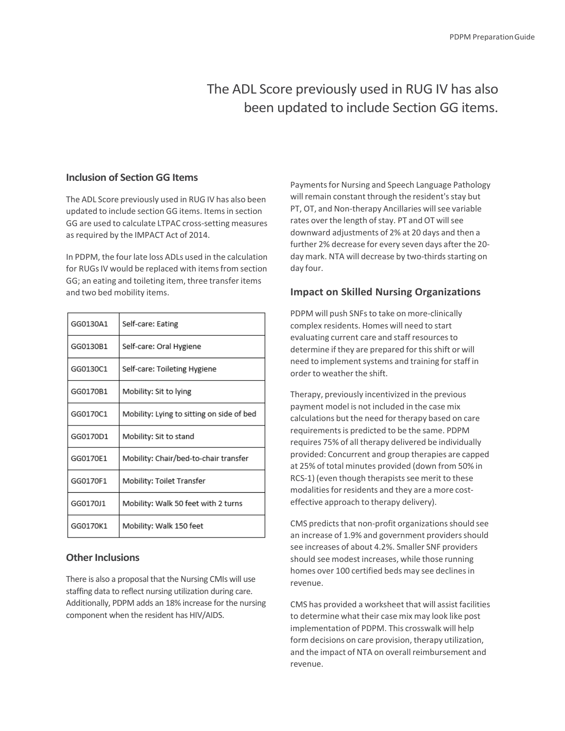## The ADL Score previously used in RUG IV has also been updated to include Section GG items.

### Inclusion of Section GG Items

The ADL Score previously used in RUG IV has also been updated to include section GG items. Items in section GG are used to calculate LTPAC cross-setting measures as required by the IMPACT Act of 2014.

In PDPM, the four late loss ADLs used in the calculation for RUGs IV would be replaced with items from section GG; an eating and toileting item, three transfer items and two bed mobility items.

| | |
|---|---|
| GG0130A1 | Self-care: Eating |
| GG0130B1 | Self-care: Oral Hygiene |
| GG0130C1 | Self-care: Toileting Hygiene |
| GG0170B1 | Mobility: Sit to lying |
| GG0170C1 | Mobility: Lying to sitting on side of bed |
| GG0170D1 | Mobility: Sit to stand |
| GG0170E1 | Mobility: Chair/bed-to-chair transfer |
| GG0170F1 | Mobility: Toilet Transfer |
| GG0170J1 | Mobility: Walk 50 feet with 2 turns |
| GG0170K1 | Mobility: Walk 150 feet |

### Other Inclusions

There is also a proposal that the Nursing CMIs will use staffing data to reflect nursing utilization during care. Additionally, PDPM adds an 18% increase for the nursing component when the resident has HIV/AIDS.

Payments for Nursing and Speech Language Pathology will remain constant through the resident's stay but PT, OT, and Non-therapy Ancillaries will see variable rates over the length of stay. PT and OT will see downward adjustments of 2% at 20 days and then a further 2% decrease for every seven days after the 20-day mark. NTA will decrease by two-thirds starting on day four.

### Impact on Skilled Nursing Organizations

PDPM will push SNFs to take on more-clinically complex residents. Homes will need to start evaluating current care and staff resources to determine if they are prepared for this shift or will need to implement systems and training for staff in order to weather the shift.

Therapy, previously incentivized in the previous payment model is not included in the case mix calculations but the need for therapy based on care requirements is predicted to be the same. PDPM requires 75% of all therapy delivered be individually provided: Concurrent and group therapies are capped at 25% of total minutes provided (down from 50% in RCS-1) (even though therapists see merit to these modalities for residents and they are a more cost-effective approach to therapy delivery).

CMS predicts that non-profit organizations should see an increase of 1.9% and government providers should see increases of about 4.2%. Smaller SNF providers should see modest increases, while those running homes over 100 certified beds may see declines in revenue.

CMS has provided a worksheet that will assist facilities to determine what their case mix may look like post implementation of PDPM. This crosswalk will help form decisions on care provision, therapy utilization, and the impact of NTA on overall reimbursement and revenue.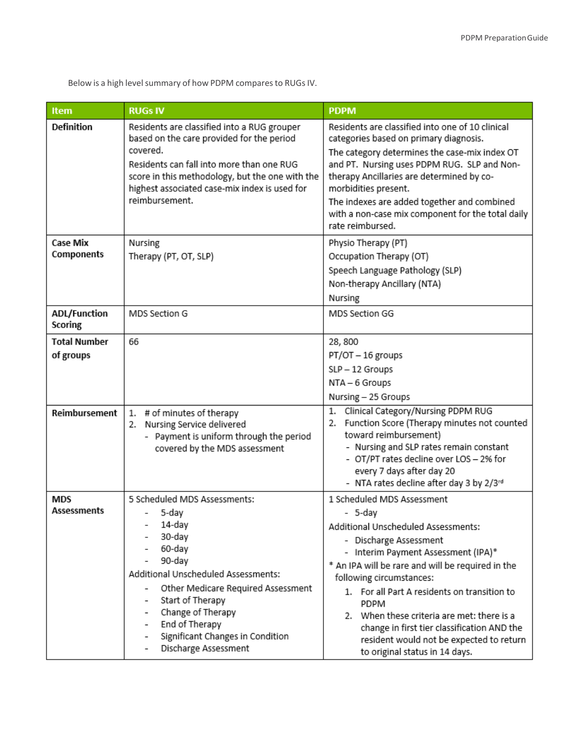Below is a high level summary of how PDPM compares to RUGs IV.

| Item | RUGs IV | PDPM |
|---|---|---|
| **Definition** | Residents are classified into a RUG grouper based on the care provided for the period covered.<br>Residents can fall into more than one RUG score in this methodology, but the one with the highest associated case-mix index is used for reimbursement. | Residents are classified into one of 10 clinical categories based on primary diagnosis.<br>The category determines the case-mix index OT and PT. Nursing uses PDPM RUG. SLP and Non-therapy Ancillaries are determined by co-morbidities present.<br>The indexes are added together and combined with a non-case mix component for the total daily rate reimbursed. |
| **Case Mix Components** | Nursing<br>Therapy (PT, OT, SLP) | Physio Therapy (PT)<br>Occupation Therapy (OT)<br>Speech Language Pathology (SLP)<br>Non-therapy Ancillary (NTA)<br>Nursing |
| **ADL/Function Scoring** | MDS Section G | MDS Section GG |
| **Total Number of groups** | 66 | 28, 800<br>PT/OT – 16 groups<br>SLP – 12 Groups<br>NTA – 6 Groups<br>Nursing – 25 Groups |
| **Reimbursement** | 1. # of minutes of therapy<br>2. Nursing Service delivered<br>- Payment is uniform through the period covered by the MDS assessment | 1. Clinical Category/Nursing PDPM RUG<br>2. Function Score (Therapy minutes not counted toward reimbursement)<br>- Nursing and SLP rates remain constant<br>- OT/PT rates decline over LOS – 2% for every 7 days after day 20<br>- NTA rates decline after day 3 by 2/3rd |
| **MDS Assessments** | 5 Scheduled MDS Assessments:<br>- 5-day<br>- 14-day<br>- 30-day<br>- 60-day<br>- 90-day<br>Additional Unscheduled Assessments:<br>- Other Medicare Required Assessment<br>- Start of Therapy<br>- Change of Therapy<br>- End of Therapy<br>- Significant Changes in Condition<br>- Discharge Assessment | 1 Scheduled MDS Assessment<br>- 5-day<br>Additional Unscheduled Assessments:<br>- Discharge Assessment<br>- Interim Payment Assessment (IPA)*<br>* An IPA will be rare and will be required in the following circumstances:<br>1. For all Part A residents on transition to PDPM<br>2. When these criteria are met: there is a change in first tier classification AND the resident would not be expected to return to original status in 14 days. |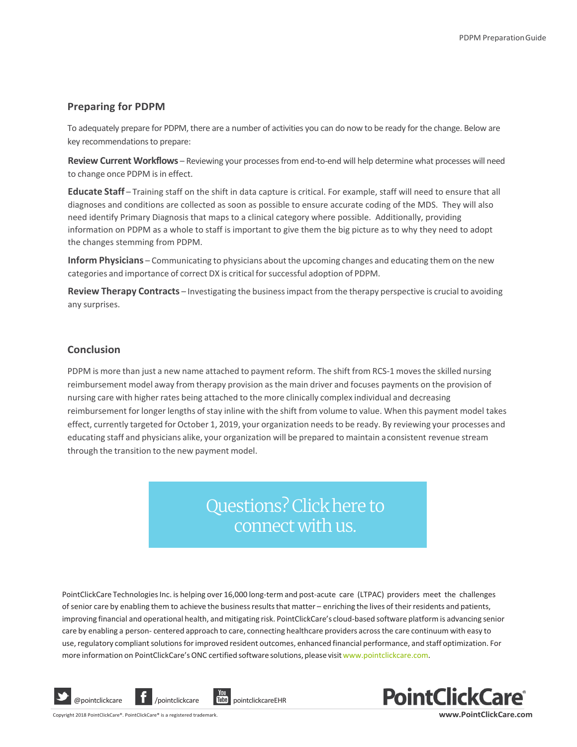## Preparing for PDPM

To adequately prepare for PDPM, there are a number of activities you can do now to be ready for the change. Below are key recommendations to prepare:

**Review Current Workflows** – Reviewing your processes from end-to-end will help determine what processes will need to change once PDPM is in effect.

**Educate Staff** – Training staff on the shift in data capture is critical. For example, staff will need to ensure that all diagnoses and conditions are collected as soon as possible to ensure accurate coding of the MDS. They will also need identify Primary Diagnosis that maps to a clinical category where possible. Additionally, providing information on PDPM as a whole to staff is important to give them the big picture as to why they need to adopt the changes stemming from PDPM.

**Inform Physicians** – Communicating to physicians about the upcoming changes and educating them on the new categories and importance of correct DX is critical for successful adoption of PDPM.

**Review Therapy Contracts** – Investigating the business impact from the therapy perspective is crucial to avoiding any surprises.

## Conclusion

PDPM is more than just a new name attached to payment reform. The shift from RCS-1 moves the skilled nursing reimbursement model away from therapy provision as the main driver and focuses payments on the provision of nursing care with higher rates being attached to the more clinically complex individual and decreasing reimbursement for longer lengths of stay inline with the shift from volume to value. When this payment model takes effect, currently targeted for October 1, 2019, your organization needs to be ready. By reviewing your processes and educating staff and physicians alike, your organization will be prepared to maintain a consistent revenue stream through the transition to the new payment model.

Questions? Click here to connect with us.

PointClickCare Technologies Inc. is helping over 16,000 long-term and post-acute care (LTPAC) providers meet the challenges of senior care by enabling them to achieve the business results that matter – enriching the lives of their residents and patients, improving financial and operational health, and mitigating risk. PointClickCare's cloud-based software platform is advancing senior care by enabling a person- centered approach to care, connecting healthcare providers across the care continuum with easy to use, regulatory compliant solutions for improved resident outcomes, enhanced financial performance, and staff optimization. For more information on PointClickCare's ONC certified software solutions, please visit www.pointclickcare.com.

@pointclickcare /pointclickcare pointclickcareEHR

PointClickCare®

Copyright 2018 PointClickCare®. PointClickCare® is a registered trademark.

www.PointClickCare.com